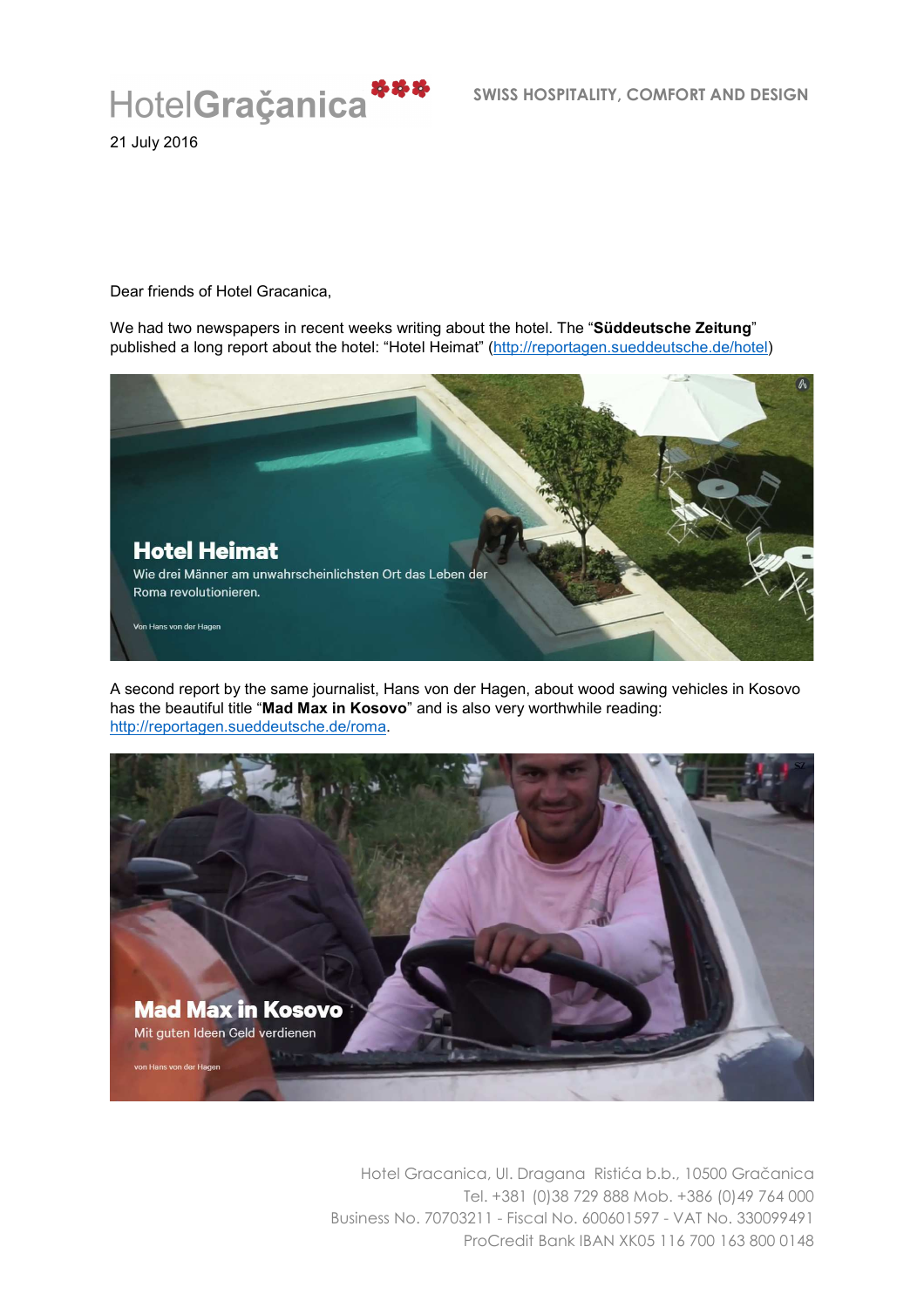HotelGraçanica

SWISS HOSPITALITY, COMFORT AND DESIGN

21 July 2016

Dear friends of Hotel Gracanica,

We had two newspapers in recent weeks writing about the hotel. The "**Süddeutsche Zeitung**" published a long report about the hotel: "Hotel Heimat" (http://reportagen.sueddeutsche.de/hotel)

**Hotel Heimat**

Wie drei Männer am unwahrscheinlichsten Ort das Leben der Roma revolutionieren.

Von Hans von der Hagen

A second report by the same journalist, Hans von der Hagen, about wood sawing vehicles in Kosovo has the beautiful title "**Mad Max in Kosovo**" and is also very worthwhile reading: http://reportagen.sueddeutsche.de/roma.

**Mad Max in Kosovo**

Mit guten Ideen Geld verdienen

von Hans von der Hagen

Hotel Gracanica, Ul. Dragana Ristića b.b., 10500 Gračanica
Tel. +381 (0)38 729 888 Mob. +386 (0)49 764 000
Business No. 70703211 - Fiscal No. 600601597 - VAT No. 330099491
ProCredit Bank IBAN XK05 116 700 163 800 0148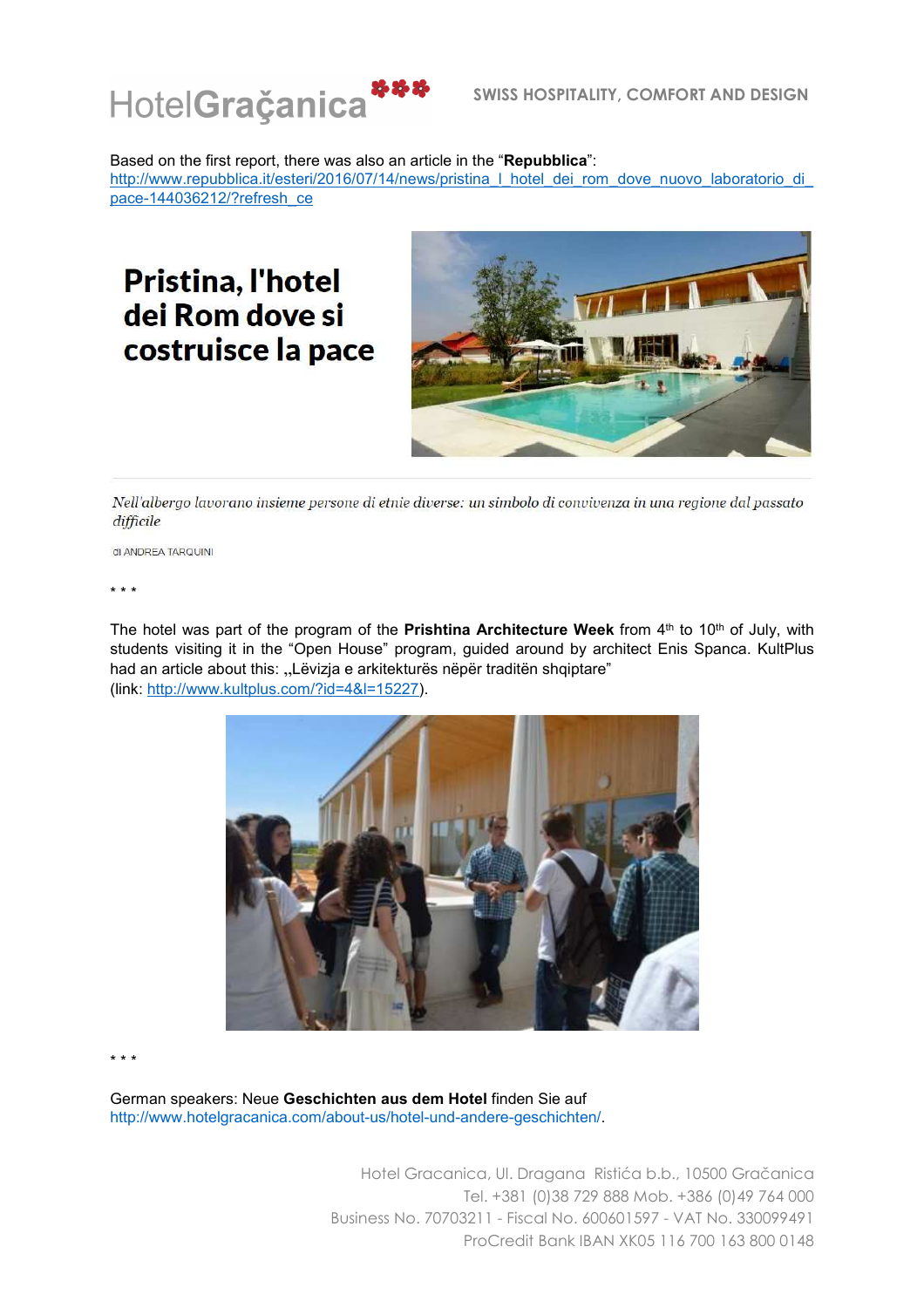Based on the first report, there was also an article in the “**Repubblica**”: http://www.repubblica.it/esteri/2016/07/14/news/pristina_l_hotel_dei_rom_dove_nuovo_laboratorio_di_pace-144036212/?refresh_ce

# Pristina, l'hotel dei Rom dove si costruisce la pace

*Nell'albergo lavorano insieme persone di etnie diverse: un simbolo di convivenza in una regione dal passato difficile*

di ANDREA TARQUINI

\* \* \*

The hotel was part of the program of the **Prishtina Architecture Week** from 4th to 10th of July, with students visiting it in the “Open House” program, guided around by architect Enis Spanca. KultPlus had an article about this: „Lëvizja e arkitekturës nëpër traditën shqiptare” (link: http://www.kultplus.com/?id=4&l=15227).

\* \* \*

German speakers: Neue **Geschichten aus dem Hotel** finden Sie auf http://www.hotelgracanica.com/about-us/hotel-und-andere-geschichten/.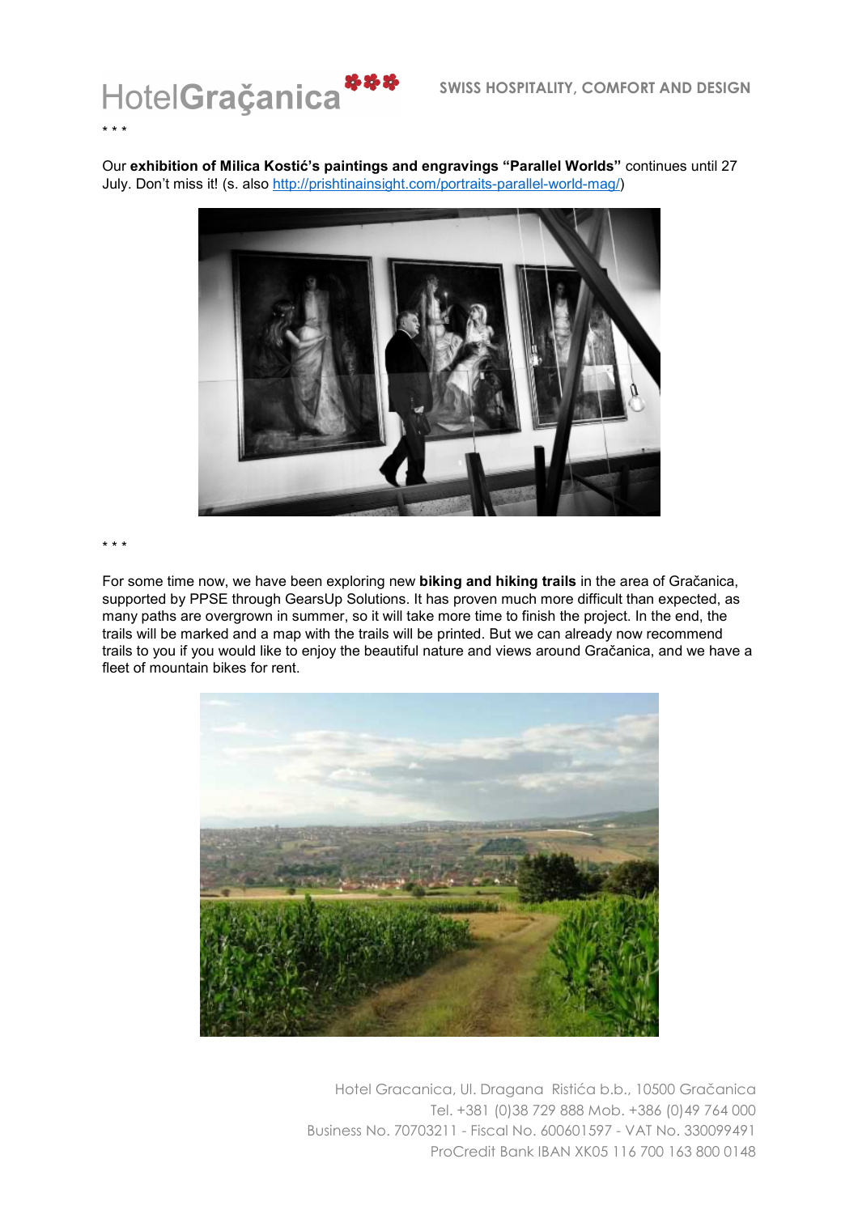\* \* \*

Our **exhibition of Milica Kostić's paintings and engravings "Parallel Worlds"** continues until 27 July. Don't miss it! (s. also [http://prishtinainsight.com/portraits-parallel-world-mag/](http://prishtinainsight.com/portraits-parallel-world-mag/))

\* \* \*

For some time now, we have been exploring new **biking and hiking trails** in the area of Gračanica, supported by PPSE through GearsUp Solutions. It has proven much more difficult than expected, as many paths are overgrown in summer, so it will take more time to finish the project. In the end, the trails will be marked and a map with the trails will be printed. But we can already now recommend trails to you if you would like to enjoy the beautiful nature and views around Gračanica, and we have a fleet of mountain bikes for rent.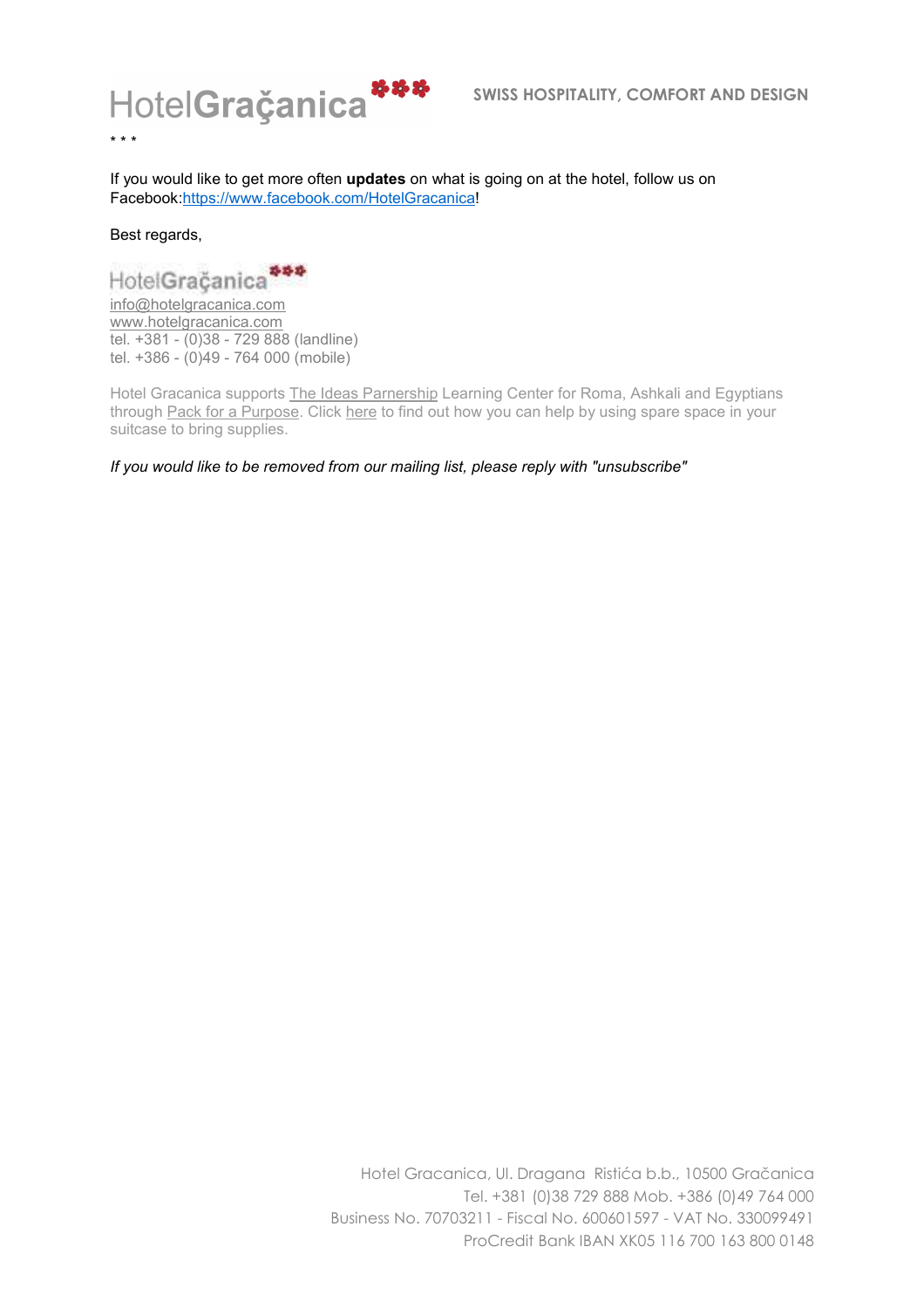HotelGračanica

SWISS HOSPITALITY, COMFORT AND DESIGN

* * *

If you would like to get more often **updates** on what is going on at the hotel, follow us on Facebook:https://www.facebook.com/HotelGracanica!

Best regards,

HotelGračanica

info@hotelgracanica.com
www.hotelgracanica.com
tel. +381 - (0)38 - 729 888 (landline)
tel. +386 - (0)49 - 764 000 (mobile)

Hotel Gracanica supports The Ideas Parnership Learning Center for Roma, Ashkali and Egyptians through Pack for a Purpose. Click here to find out how you can help by using spare space in your suitcase to bring supplies.

*If you would like to be removed from our mailing list, please reply with "unsubscribe"*

Hotel Gracanica, Ul. Dragana Ristića b.b., 10500 Gračanica
Tel. +381 (0)38 729 888 Mob. +386 (0)49 764 000
Business No. 70703211 - Fiscal No. 600601597 - VAT No. 330099491
ProCredit Bank IBAN XK05 116 700 163 800 0148